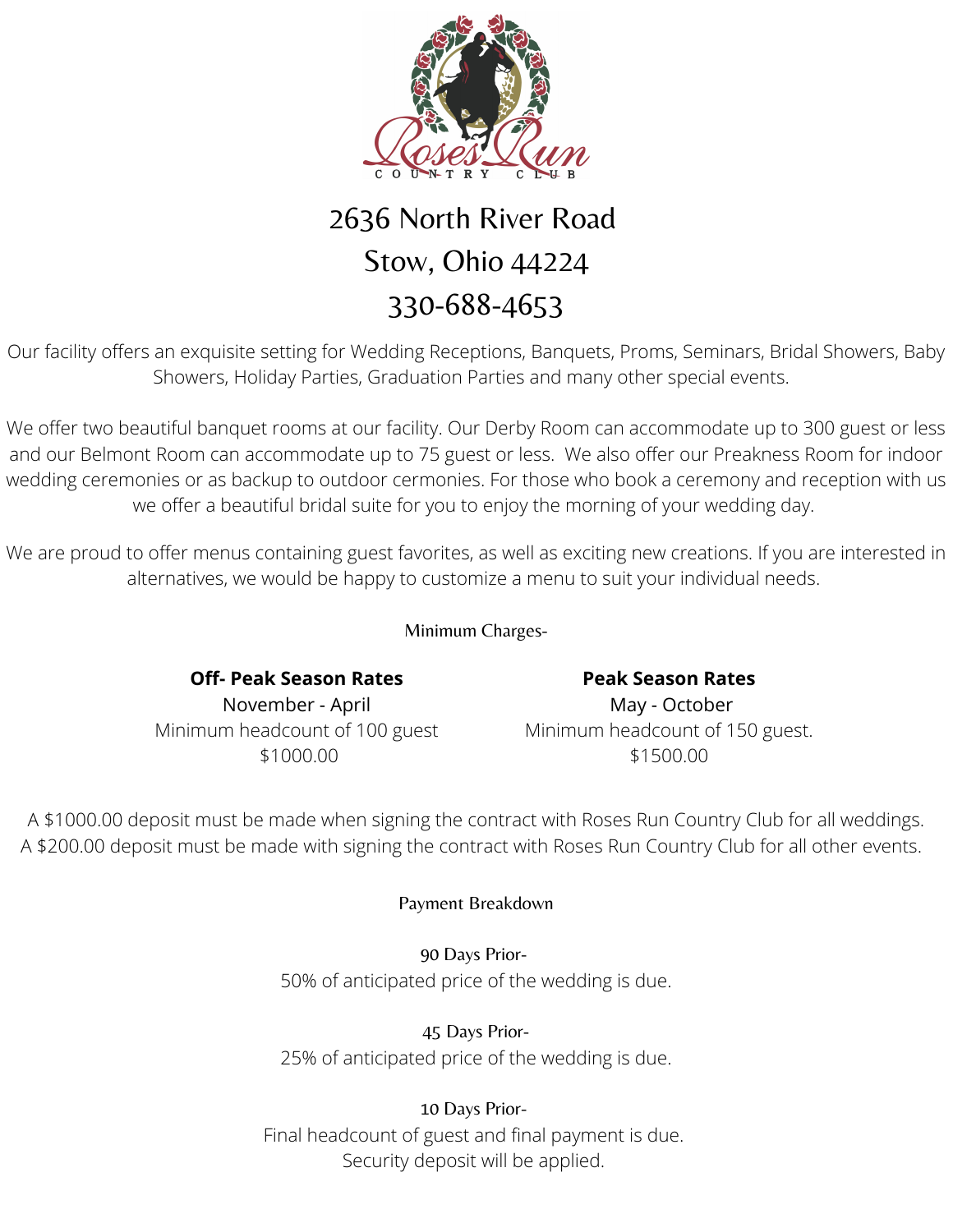# Roses Run Country Club

2636 North River Road
Stow, Ohio 44224
330-688-4653

Our facility offers an exquisite setting for Wedding Receptions, Banquets, Proms, Seminars, Bridal Showers, Baby Showers, Holiday Parties, Graduation Parties and many other special events.

We offer two beautiful banquet rooms at our facility. Our Derby Room can accommodate up to 300 guest or less and our Belmont Room can accommodate up to 75 guest or less. We also offer our Preakness Room for indoor wedding ceremonies or as backup to outdoor cermonies. For those who book a ceremony and reception with us we offer a beautiful bridal suite for you to enjoy the morning of your wedding day.

We are proud to offer menus containing guest favorites, as well as exciting new creations. If you are interested in alternatives, we would be happy to customize a menu to suit your individual needs.

Minimum Charges-

| **Off- Peak Season Rates** | **Peak Season Rates** |
| --- | --- |
| November - April | May - October |
| Minimum headcount of 100 guest | Minimum headcount of 150 guest. |
| $1000.00 | $1500.00 |

A $1000.00 deposit must be made when signing the contract with Roses Run Country Club for all weddings.
A $200.00 deposit must be made with signing the contract with Roses Run Country Club for all other events.

Payment Breakdown

90 Days Prior-
50% of anticipated price of the wedding is due.

45 Days Prior-
25% of anticipated price of the wedding is due.

10 Days Prior-
Final headcount of guest and final payment is due.
Security deposit will be applied.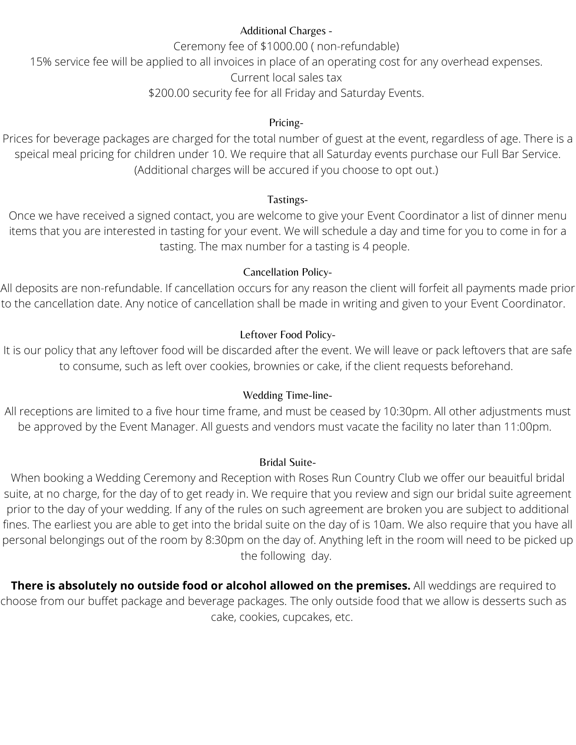## Additional Charges -

Ceremony fee of $1000.00 ( non-refundable)

15% service fee will be applied to all invoices in place of an operating cost for any overhead expenses.

Current local sales tax

$200.00 security fee for all Friday and Saturday Events.

## Pricing-

Prices for beverage packages are charged for the total number of guest at the event, regardless of age. There is a speical meal pricing for children under 10. We require that all Saturday events purchase our Full Bar Service. (Additional charges will be accured if you choose to opt out.)

## Tastings-

Once we have received a signed contact, you are welcome to give your Event Coordinator a list of dinner menu items that you are interested in tasting for your event. We will schedule a day and time for you to come in for a tasting. The max number for a tasting is 4 people.

## Cancellation Policy-

All deposits are non-refundable. If cancellation occurs for any reason the client will forfeit all payments made prior to the cancellation date. Any notice of cancellation shall be made in writing and given to your Event Coordinator.

## Leftover Food Policy-

It is our policy that any leftover food will be discarded after the event. We will leave or pack leftovers that are safe to consume, such as left over cookies, brownies or cake, if the client requests beforehand.

## Wedding Time-line-

All receptions are limited to a five hour time frame, and must be ceased by 10:30pm. All other adjustments must be approved by the Event Manager. All guests and vendors must vacate the facility no later than 11:00pm.

## Bridal Suite-

When booking a Wedding Ceremony and Reception with Roses Run Country Club we offer our beauitful bridal suite, at no charge, for the day of to get ready in. We require that you review and sign our bridal suite agreement prior to the day of your wedding. If any of the rules on such agreement are broken you are subject to additional fines. The earliest you are able to get into the bridal suite on the day of is 10am. We also require that you have all personal belongings out of the room by 8:30pm on the day of. Anything left in the room will need to be picked up the following day.

**There is absolutely no outside food or alcohol allowed on the premises.** All weddings are required to choose from our buffet package and beverage packages. The only outside food that we allow is desserts such as cake, cookies, cupcakes, etc.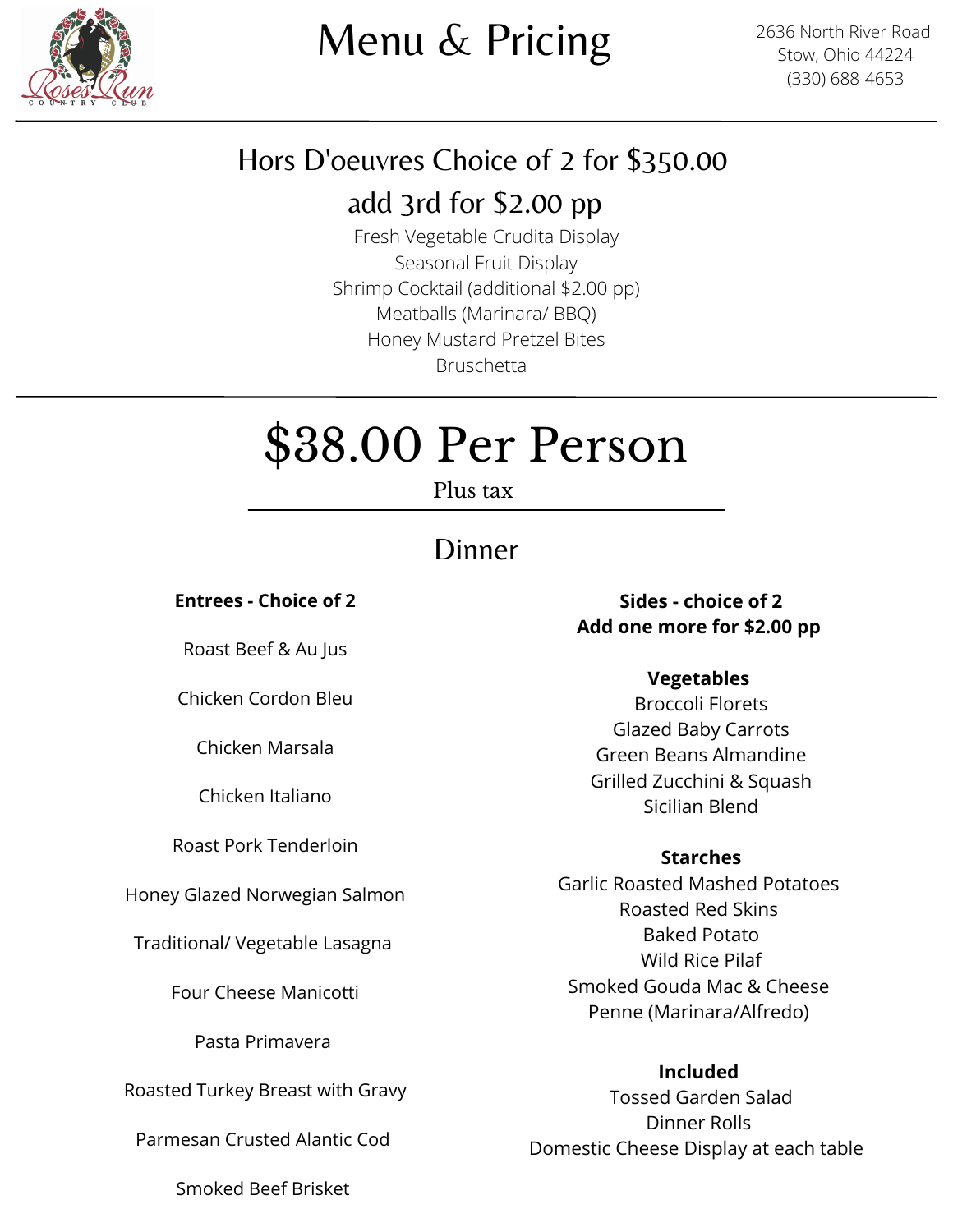# Menu & Pricing

2636 North River Road
Stow, Ohio 44224
(330) 688-4653

## Hors D'oeuvres Choice of 2 for $350.00

## add 3rd for $2.00 pp

Fresh Vegetable Crudita Display
Seasonal Fruit Display
Shrimp Cocktail (additional $2.00 pp)
Meatballs (Marinara/ BBQ)
Honey Mustard Pretzel Bites
Bruschetta

# $38.00 Per Person

Plus tax

## Dinner

**Entrees - Choice of 2**

Roast Beef & Au Jus

Chicken Cordon Bleu

Chicken Marsala

Chicken Italiano

Roast Pork Tenderloin

Honey Glazed Norwegian Salmon

Traditional/ Vegetable Lasagna

Four Cheese Manicotti

Pasta Primavera

Roasted Turkey Breast with Gravy

Parmesan Crusted Alantic Cod

Smoked Beef Brisket

**Sides - choice of 2**
**Add one more for $2.00 pp**

**Vegetables**
Broccoli Florets
Glazed Baby Carrots
Green Beans Almandine
Grilled Zucchini & Squash
Sicilian Blend

**Starches**
Garlic Roasted Mashed Potatoes
Roasted Red Skins
Baked Potato
Wild Rice Pilaf
Smoked Gouda Mac & Cheese
Penne (Marinara/Alfredo)

**Included**
Tossed Garden Salad
Dinner Rolls
Domestic Cheese Display at each table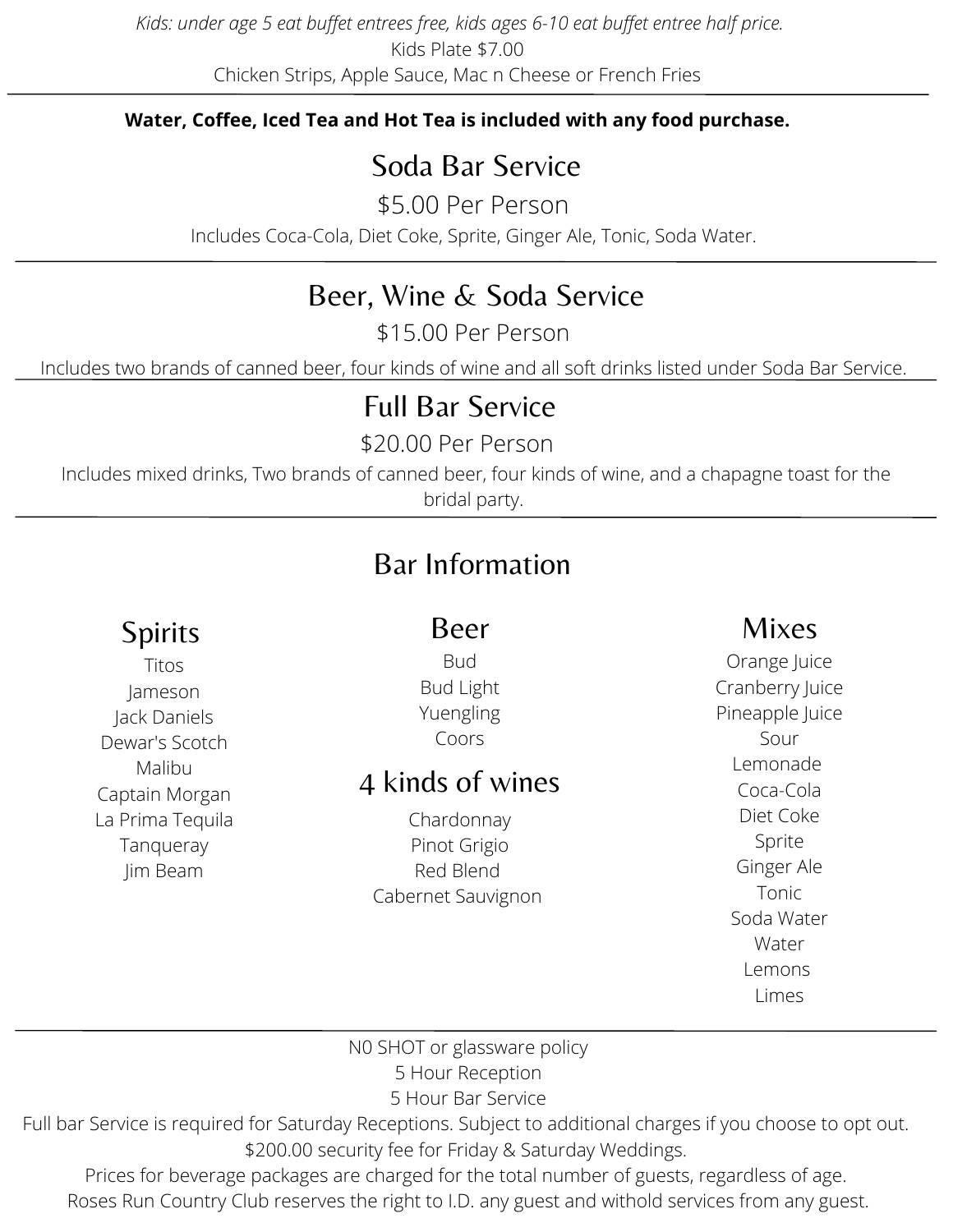*Kids: under age 5 eat buffet entrees free, kids ages 6-10 eat buffet entree half price.*

Kids Plate $7.00

Chicken Strips, Apple Sauce, Mac n Cheese or French Fries

---

**Water, Coffee, Iced Tea and Hot Tea is included with any food purchase.**

## Soda Bar Service

$5.00 Per Person

Includes Coca-Cola, Diet Coke, Sprite, Ginger Ale, Tonic, Soda Water.

---

## Beer, Wine & Soda Service

$15.00 Per Person

Includes two brands of canned beer, four kinds of wine and all soft drinks listed under Soda Bar Service.

---

## Full Bar Service

$20.00 Per Person

Includes mixed drinks, Two brands of canned beer, four kinds of wine, and a chapagne toast for the bridal party.

---

## Bar Information

### Spirits

Titos
Jameson
Jack Daniels
Dewar's Scotch
Malibu
Captain Morgan
La Prima Tequila
Tanqueray
Jim Beam

### Beer

Bud
Bud Light
Yuengling
Coors

### 4 kinds of wines

Chardonnay
Pinot Grigio
Red Blend
Cabernet Sauvignon

### Mixes

Orange Juice
Cranberry Juice
Pineapple Juice
Sour
Lemonade
Coca-Cola
Diet Coke
Sprite
Ginger Ale
Tonic
Soda Water
Water
Lemons
Limes

---

N0 SHOT or glassware policy

5 Hour Reception

5 Hour Bar Service

Full bar Service is required for Saturday Receptions. Subject to additional charges if you choose to opt out.

$200.00 security fee for Friday & Saturday Weddings.

Prices for beverage packages are charged for the total number of guests, regardless of age.

Roses Run Country Club reserves the right to I.D. any guest and withold services from any guest.